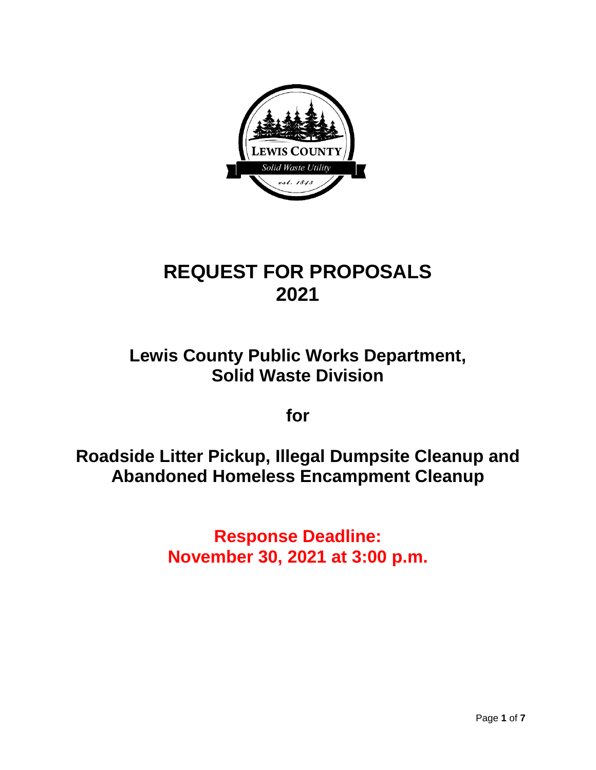# REQUEST FOR PROPOSALS 2021

## Lewis County Public Works Department, Solid Waste Division

## for

## Roadside Litter Pickup, Illegal Dumpsite Cleanup and Abandoned Homeless Encampment Cleanup

**Response Deadline: November 30, 2021 at 3:00 p.m.**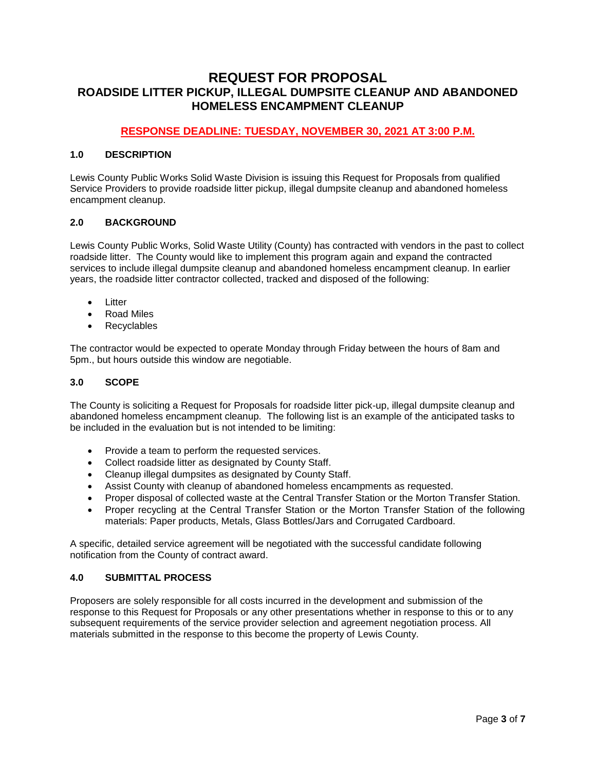# REQUEST FOR PROPOSAL
## ROADSIDE LITTER PICKUP, ILLEGAL DUMPSITE CLEANUP AND ABANDONED HOMELESS ENCAMPMENT CLEANUP

**RESPONSE DEADLINE: TUESDAY, NOVEMBER 30, 2021 AT 3:00 P.M.**

### 1.0 DESCRIPTION

Lewis County Public Works Solid Waste Division is issuing this Request for Proposals from qualified Service Providers to provide roadside litter pickup, illegal dumpsite cleanup and abandoned homeless encampment cleanup.

### 2.0 BACKGROUND

Lewis County Public Works, Solid Waste Utility (County) has contracted with vendors in the past to collect roadside litter. The County would like to implement this program again and expand the contracted services to include illegal dumpsite cleanup and abandoned homeless encampment cleanup. In earlier years, the roadside litter contractor collected, tracked and disposed of the following:

- Litter
- Road Miles
- Recyclables

The contractor would be expected to operate Monday through Friday between the hours of 8am and 5pm., but hours outside this window are negotiable.

### 3.0 SCOPE

The County is soliciting a Request for Proposals for roadside litter pick-up, illegal dumpsite cleanup and abandoned homeless encampment cleanup. The following list is an example of the anticipated tasks to be included in the evaluation but is not intended to be limiting:

- Provide a team to perform the requested services.
- Collect roadside litter as designated by County Staff.
- Cleanup illegal dumpsites as designated by County Staff.
- Assist County with cleanup of abandoned homeless encampments as requested.
- Proper disposal of collected waste at the Central Transfer Station or the Morton Transfer Station.
- Proper recycling at the Central Transfer Station or the Morton Transfer Station of the following materials: Paper products, Metals, Glass Bottles/Jars and Corrugated Cardboard.

A specific, detailed service agreement will be negotiated with the successful candidate following notification from the County of contract award.

### 4.0 SUBMITTAL PROCESS

Proposers are solely responsible for all costs incurred in the development and submission of the response to this Request for Proposals or any other presentations whether in response to this or to any subsequent requirements of the service provider selection and agreement negotiation process. All materials submitted in the response to this become the property of Lewis County.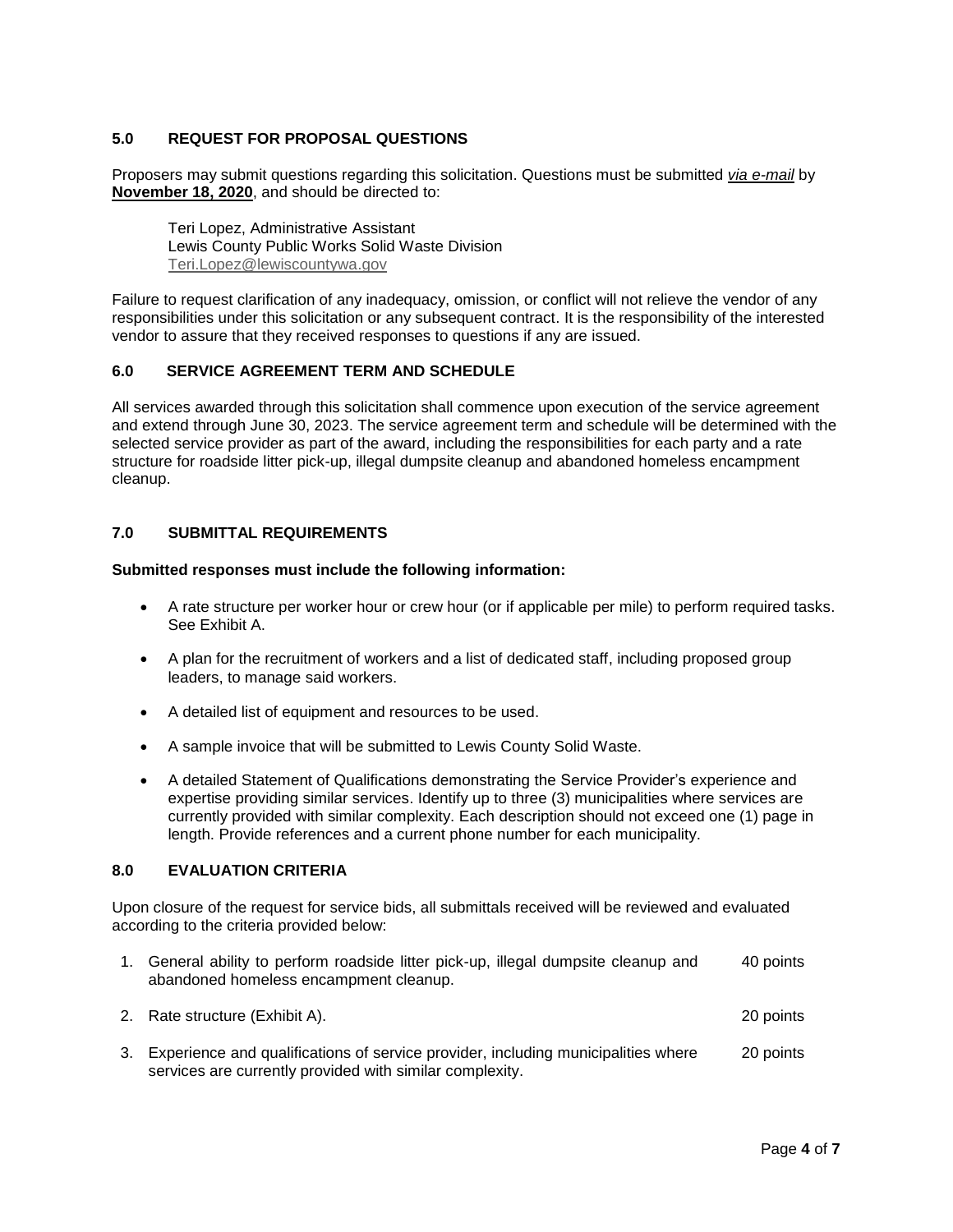### 5.0 REQUEST FOR PROPOSAL QUESTIONS

Proposers may submit questions regarding this solicitation. Questions must be submitted *via e-mail* by **November 18, 2020**, and should be directed to:

Teri Lopez, Administrative Assistant
Lewis County Public Works Solid Waste Division
Teri.Lopez@lewiscountywa.gov

Failure to request clarification of any inadequacy, omission, or conflict will not relieve the vendor of any responsibilities under this solicitation or any subsequent contract. It is the responsibility of the interested vendor to assure that they received responses to questions if any are issued.

### 6.0 SERVICE AGREEMENT TERM AND SCHEDULE

All services awarded through this solicitation shall commence upon execution of the service agreement and extend through June 30, 2023. The service agreement term and schedule will be determined with the selected service provider as part of the award, including the responsibilities for each party and a rate structure for roadside litter pick-up, illegal dumpsite cleanup and abandoned homeless encampment cleanup.

### 7.0 SUBMITTAL REQUIREMENTS

**Submitted responses must include the following information:**

- A rate structure per worker hour or crew hour (or if applicable per mile) to perform required tasks. See Exhibit A.
- A plan for the recruitment of workers and a list of dedicated staff, including proposed group leaders, to manage said workers.
- A detailed list of equipment and resources to be used.
- A sample invoice that will be submitted to Lewis County Solid Waste.
- A detailed Statement of Qualifications demonstrating the Service Provider's experience and expertise providing similar services. Identify up to three (3) municipalities where services are currently provided with similar complexity. Each description should not exceed one (1) page in length. Provide references and a current phone number for each municipality.

### 8.0 EVALUATION CRITERIA

Upon closure of the request for service bids, all submittals received will be reviewed and evaluated according to the criteria provided below:

1. General ability to perform roadside litter pick-up, illegal dumpsite cleanup and abandoned homeless encampment cleanup. — 40 points
2. Rate structure (Exhibit A). — 20 points
3. Experience and qualifications of service provider, including municipalities where services are currently provided with similar complexity. — 20 points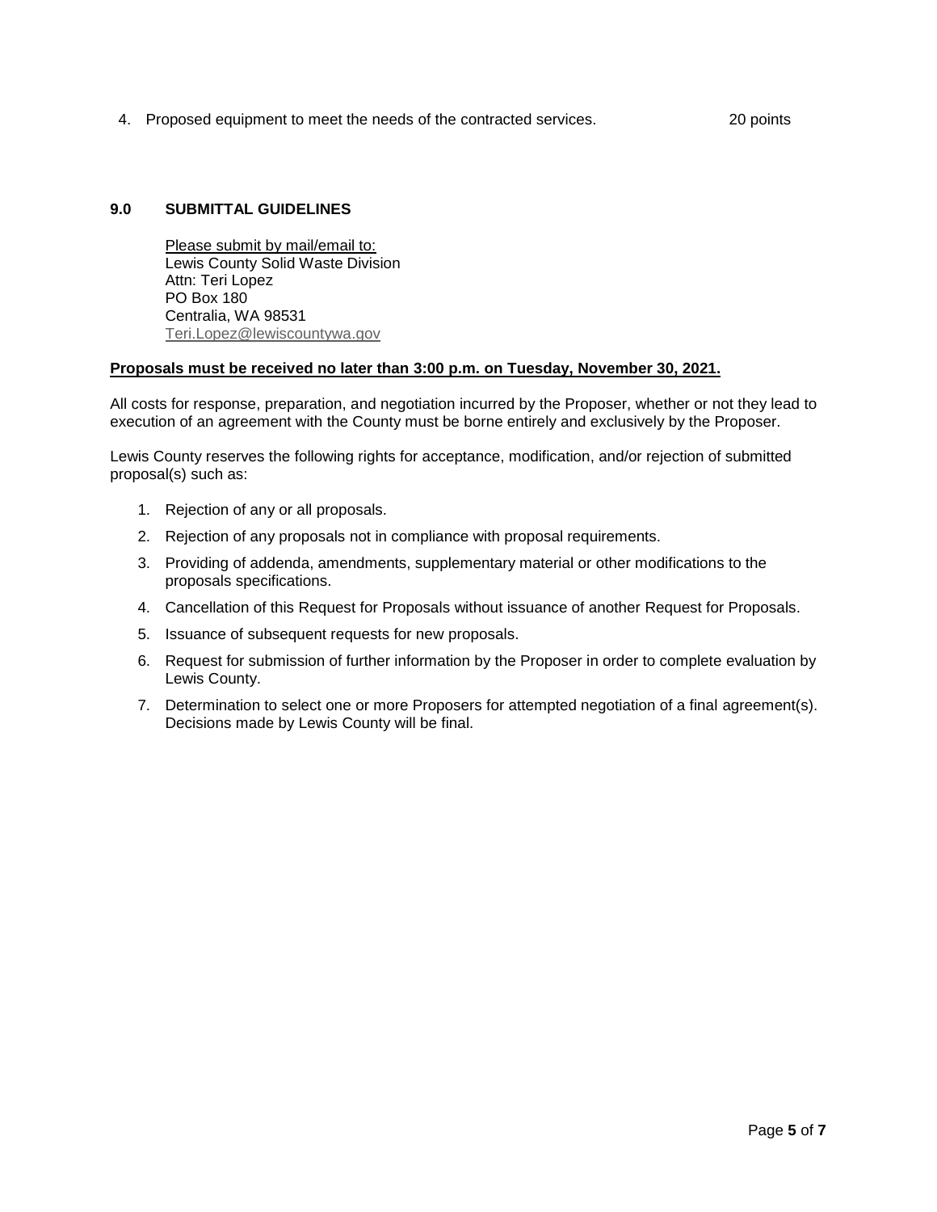4. Proposed equipment to meet the needs of the contracted services. 20 points

## 9.0 SUBMITTAL GUIDELINES

Please submit by mail/email to:
Lewis County Solid Waste Division
Attn: Teri Lopez
PO Box 180
Centralia, WA 98531
Teri.Lopez@lewiscountywa.gov

**Proposals must be received no later than 3:00 p.m. on Tuesday, November 30, 2021.**

All costs for response, preparation, and negotiation incurred by the Proposer, whether or not they lead to execution of an agreement with the County must be borne entirely and exclusively by the Proposer.

Lewis County reserves the following rights for acceptance, modification, and/or rejection of submitted proposal(s) such as:

1. Rejection of any or all proposals.
2. Rejection of any proposals not in compliance with proposal requirements.
3. Providing of addenda, amendments, supplementary material or other modifications to the proposals specifications.
4. Cancellation of this Request for Proposals without issuance of another Request for Proposals.
5. Issuance of subsequent requests for new proposals.
6. Request for submission of further information by the Proposer in order to complete evaluation by Lewis County.
7. Determination to select one or more Proposers for attempted negotiation of a final agreement(s). Decisions made by Lewis County will be final.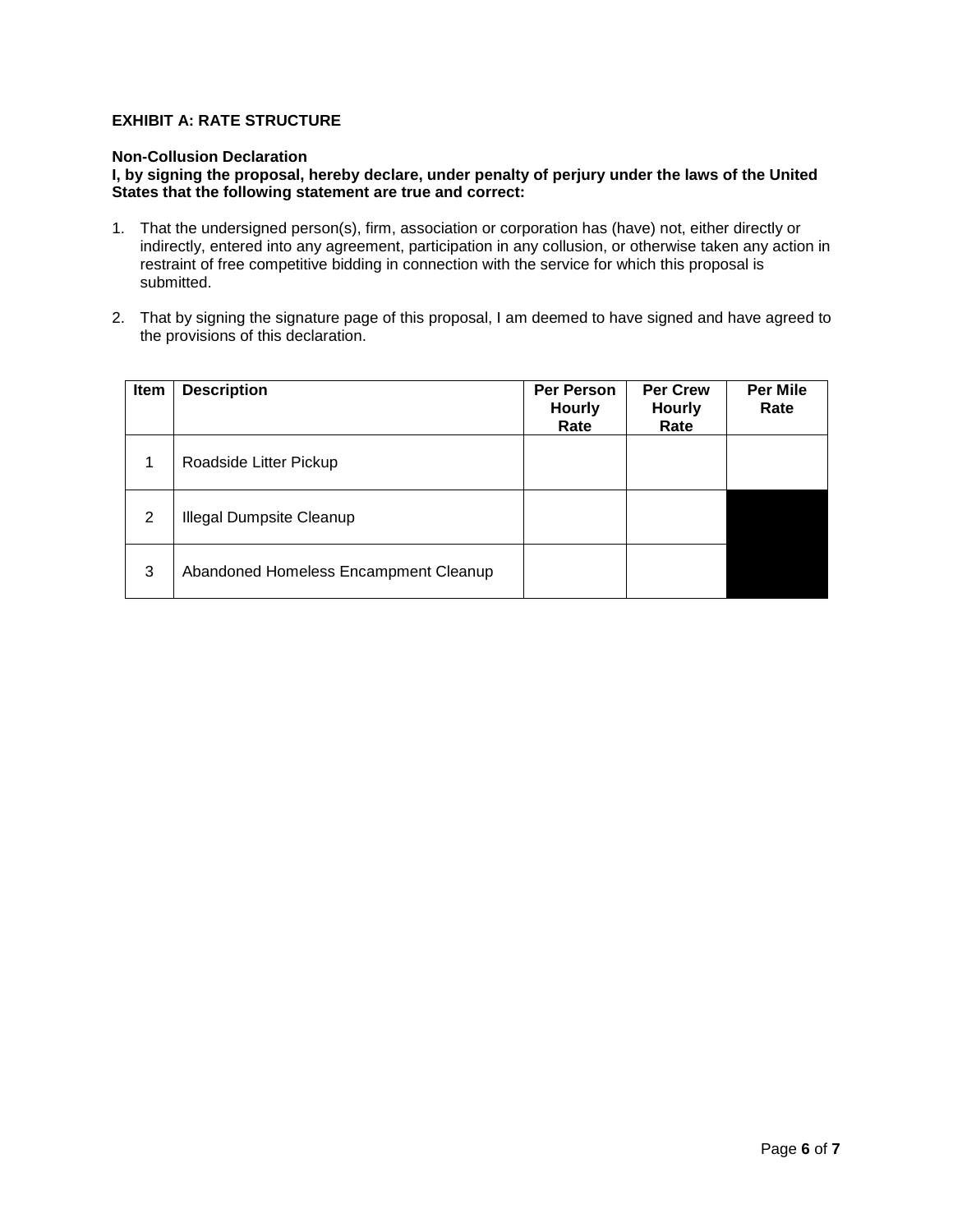**EXHIBIT A: RATE STRUCTURE**

**Non-Collusion Declaration**

**I, by signing the proposal, hereby declare, under penalty of perjury under the laws of the United States that the following statement are true and correct:**

1. That the undersigned person(s), firm, association or corporation has (have) not, either directly or indirectly, entered into any agreement, participation in any collusion, or otherwise taken any action in restraint of free competitive bidding in connection with the service for which this proposal is submitted.

2. That by signing the signature page of this proposal, I am deemed to have signed and have agreed to the provisions of this declaration.

| Item | Description | Per Person Hourly Rate | Per Crew Hourly Rate | Per Mile Rate |
|---|---|---|---|---|
| 1 | Roadside Litter Pickup | | | |
| 2 | Illegal Dumpsite Cleanup | | | |
| 3 | Abandoned Homeless Encampment Cleanup | | | |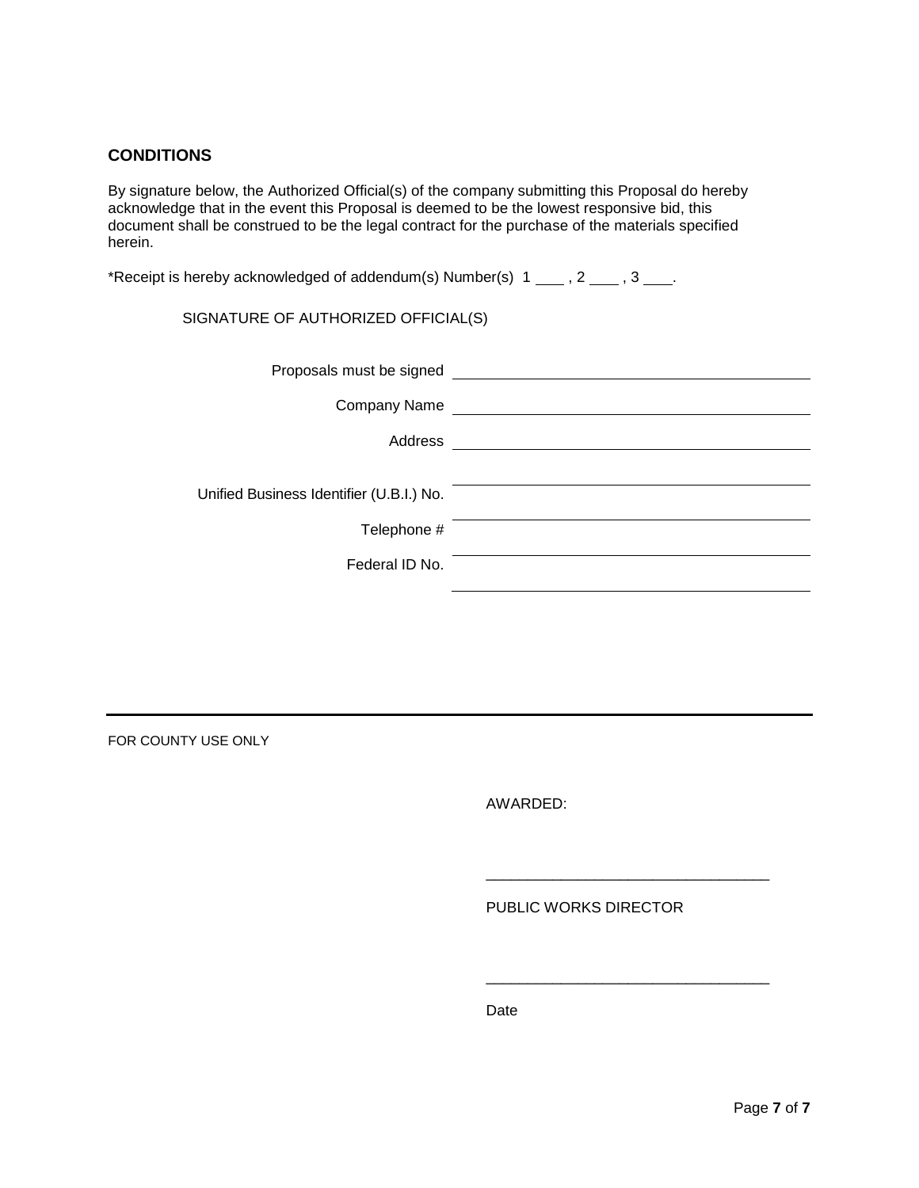## CONDITIONS

By signature below, the Authorized Official(s) of the company submitting this Proposal do hereby acknowledge that in the event this Proposal is deemed to be the lowest responsive bid, this document shall be construed to be the legal contract for the purchase of the materials specified herein.

*Receipt is hereby acknowledged of addendum(s) Number(s) 1 ____ , 2 ____ , 3 ____.

SIGNATURE OF AUTHORIZED OFFICIAL(S)

Proposals must be signed ______________________________

Company Name ______________________________

Address ______________________________

______________________________

Unified Business Identifier (U.B.I.) No. ______________________________

Telephone # ______________________________

Federal ID No. ______________________________

---

FOR COUNTY USE ONLY

AWARDED:

______________________________

PUBLIC WORKS DIRECTOR

______________________________

Date